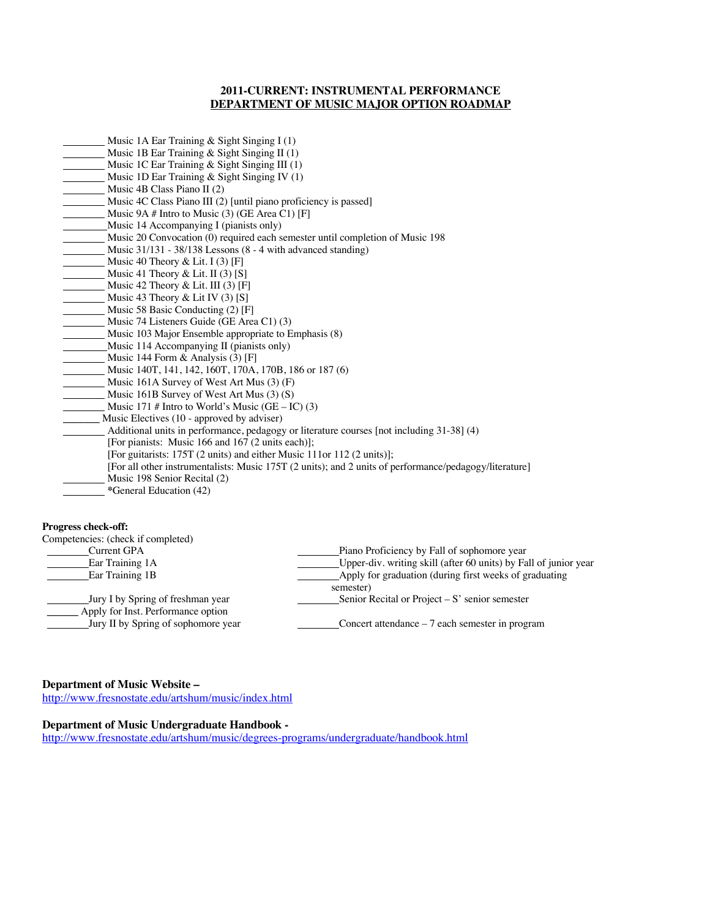**2011-CURRENT: INSTRUMENTAL PERFORMANCE**

**DEPARTMENT OF MUSIC MAJOR OPTION ROADMAP**

________ Music 1A Ear Training & Sight Singing I (1)
________ Music 1B Ear Training & Sight Singing II (1)
________ Music 1C Ear Training & Sight Singing III (1)
________ Music 1D Ear Training & Sight Singing IV (1)
________ Music 4B Class Piano II (2)
________ Music 4C Class Piano III (2) [until piano proficiency is passed]
________ Music 9A # Intro to Music (3) (GE Area C1) [F]
________ Music 14 Accompanying I (pianists only)
________ Music 20 Convocation (0) required each semester until completion of Music 198
________ Music 31/131 - 38/138 Lessons (8 - 4 with advanced standing)
________ Music 40 Theory & Lit. I (3) [F]
________ Music 41 Theory & Lit. II (3) [S]
________ Music 42 Theory & Lit. III (3) [F]
________ Music 43 Theory & Lit IV (3) [S]
________ Music 58 Basic Conducting (2) [F]
________ Music 74 Listeners Guide (GE Area C1) (3)
________ Music 103 Major Ensemble appropriate to Emphasis (8)
________ Music 114 Accompanying II (pianists only)
________ Music 144 Form & Analysis (3) [F]
________ Music 140T, 141, 142, 160T, 170A, 170B, 186 or 187 (6)
________ Music 161A Survey of West Art Mus (3) (F)
________ Music 161B Survey of West Art Mus (3) (S)
________ Music 171 # Intro to World's Music (GE – IC) (3)
________ Music Electives (10 - approved by adviser)
________ Additional units in performance, pedagogy or literature courses [not including 31-38] (4)
[For pianists: Music 166 and 167 (2 units each)];
[For guitarists: 175T (2 units) and either Music 111or 112 (2 units)];
[For all other instrumentalists: Music 175T (2 units); and 2 units of performance/pedagogy/literature]
________ Music 198 Senior Recital (2)
________ *General Education (42)

**Progress check-off:**

Competencies: (check if completed)

________ Current GPA
________ Ear Training 1A
________ Ear Training 1B
________ Jury I by Spring of freshman year
________ Apply for Inst. Performance option
________ Jury II by Spring of sophomore year
________ Piano Proficiency by Fall of sophomore year
________ Upper-div. writing skill (after 60 units) by Fall of junior year
________ Apply for graduation (during first weeks of graduating semester)
________ Senior Recital or Project – S' senior semester
________ Concert attendance – 7 each semester in program

**Department of Music Website –**
http://www.fresnostate.edu/artshum/music/index.html

**Department of Music Undergraduate Handbook -**
http://www.fresnostate.edu/artshum/music/degrees-programs/undergraduate/handbook.html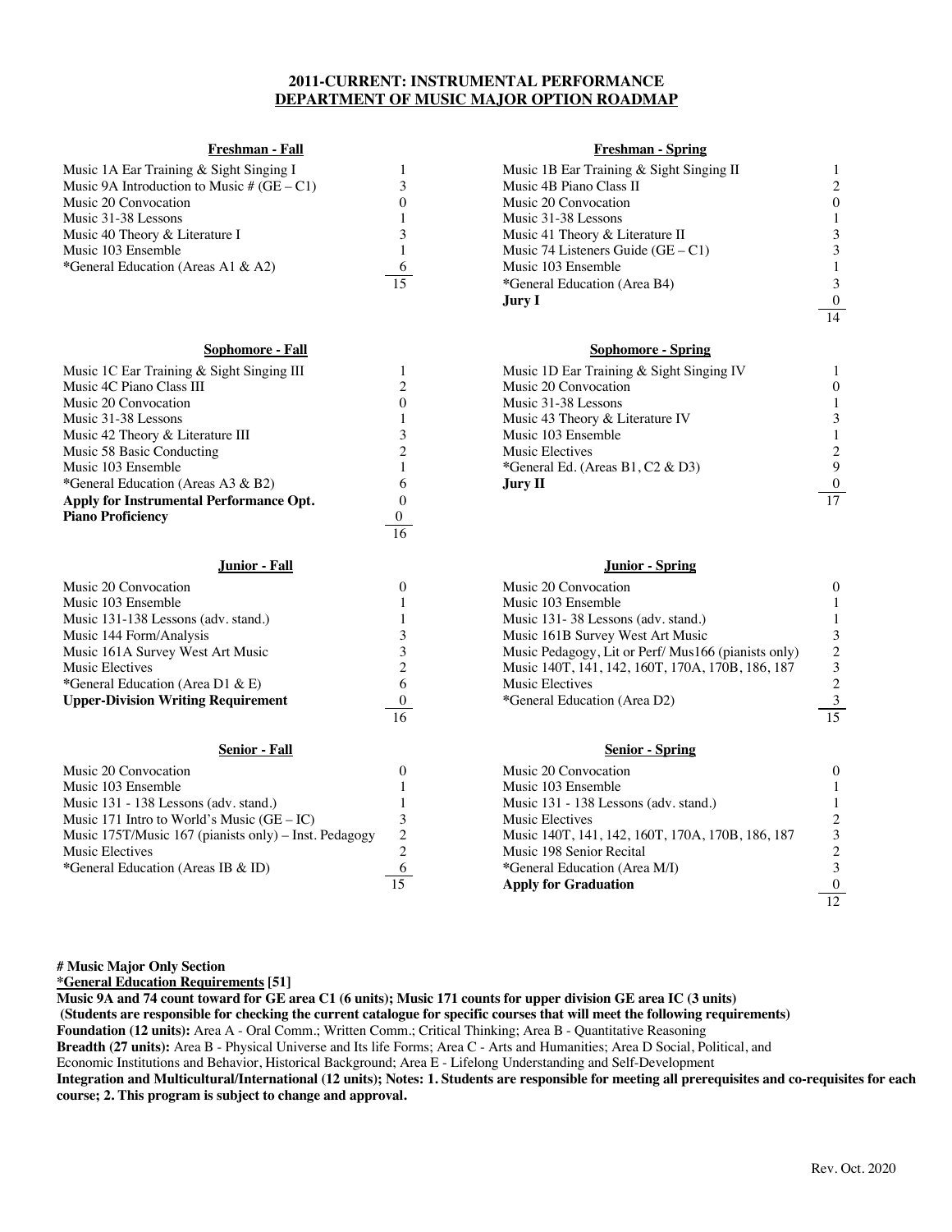**2011-CURRENT: INSTRUMENTAL PERFORMANCE**
**DEPARTMENT OF MUSIC MAJOR OPTION ROADMAP**

**Freshman - Fall**

| | |
|---|---|
| Music 1A Ear Training & Sight Singing I | 1 |
| Music 9A Introduction to Music # (GE – C1) | 3 |
| Music 20 Convocation | 0 |
| Music 31-38 Lessons | 1 |
| Music 40 Theory & Literature I | 3 |
| Music 103 Ensemble | 1 |
| *General Education (Areas A1 & A2) | 6 |
| | 15 |

**Freshman - Spring**

| | |
|---|---|
| Music 1B Ear Training & Sight Singing II | 1 |
| Music 4B Piano Class II | 2 |
| Music 20 Convocation | 0 |
| Music 31-38 Lessons | 1 |
| Music 41 Theory & Literature II | 3 |
| Music 74 Listeners Guide (GE – C1) | 3 |
| Music 103 Ensemble | 1 |
| *General Education (Area B4) | 3 |
| **Jury I** | 0 |
| | 14 |

**Sophomore - Fall**

| | |
|---|---|
| Music 1C Ear Training & Sight Singing III | 1 |
| Music 4C Piano Class III | 2 |
| Music 20 Convocation | 0 |
| Music 31-38 Lessons | 1 |
| Music 42 Theory & Literature III | 3 |
| Music 58 Basic Conducting | 2 |
| Music 103 Ensemble | 1 |
| *General Education (Areas A3 & B2) | 6 |
| **Apply for Instrumental Performance Opt.** | 0 |
| **Piano Proficiency** | 0 |
| | 16 |

**Sophomore - Spring**

| | |
|---|---|
| Music 1D Ear Training & Sight Singing IV | 1 |
| Music 20 Convocation | 0 |
| Music 31-38 Lessons | 1 |
| Music 43 Theory & Literature IV | 3 |
| Music 103 Ensemble | 1 |
| Music Electives | 2 |
| *General Ed. (Areas B1, C2 & D3) | 9 |
| **Jury II** | 0 |
| | 17 |

**Junior - Fall**

| | |
|---|---|
| Music 20 Convocation | 0 |
| Music 103 Ensemble | 1 |
| Music 131-138 Lessons (adv. stand.) | 1 |
| Music 144 Form/Analysis | 3 |
| Music 161A Survey West Art Music | 3 |
| Music Electives | 2 |
| *General Education (Area D1 & E) | 6 |
| **Upper-Division Writing Requirement** | 0 |
| | 16 |

**Junior - Spring**

| | |
|---|---|
| Music 20 Convocation | 0 |
| Music 103 Ensemble | 1 |
| Music 131- 38 Lessons (adv. stand.) | 1 |
| Music 161B Survey West Art Music | 3 |
| Music Pedagogy, Lit or Perf/ Mus166 (pianists only) | 2 |
| Music 140T, 141, 142, 160T, 170A, 170B, 186, 187 | 3 |
| Music Electives | 2 |
| *General Education (Area D2) | 3 |
| | 15 |

**Senior - Fall**

| | |
|---|---|
| Music 20 Convocation | 0 |
| Music 103 Ensemble | 1 |
| Music 131 - 138 Lessons (adv. stand.) | 1 |
| Music 171 Intro to World's Music (GE – IC) | 3 |
| Music 175T/Music 167 (pianists only) – Inst. Pedagogy | 2 |
| Music Electives | 2 |
| *General Education (Areas IB & ID) | 6 |
| | 15 |

**Senior - Spring**

| | |
|---|---|
| Music 20 Convocation | 0 |
| Music 103 Ensemble | 1 |
| Music 131 - 138 Lessons (adv. stand.) | 1 |
| Music Electives | 2 |
| Music 140T, 141, 142, 160T, 170A, 170B, 186, 187 | 3 |
| Music 198 Senior Recital | 2 |
| *General Education (Area M/I) | 3 |
| **Apply for Graduation** | 0 |
| | 12 |

**# Music Major Only Section**

**\*General Education Requirements [51]**

**Music 9A and 74 count toward for GE area C1 (6 units); Music 171 counts for upper division GE area IC (3 units)**

**(Students are responsible for checking the current catalogue for specific courses that will meet the following requirements)**

**Foundation (12 units):** Area A - Oral Comm.; Written Comm.; Critical Thinking; Area B - Quantitative Reasoning

**Breadth (27 units):** Area B - Physical Universe and Its life Forms; Area C - Arts and Humanities; Area D Social, Political, and Economic Institutions and Behavior, Historical Background; Area E - Lifelong Understanding and Self-Development

**Integration and Multicultural/International (12 units); Notes: 1. Students are responsible for meeting all prerequisites and co-requisites for each course; 2. This program is subject to change and approval.**

Rev. Oct. 2020